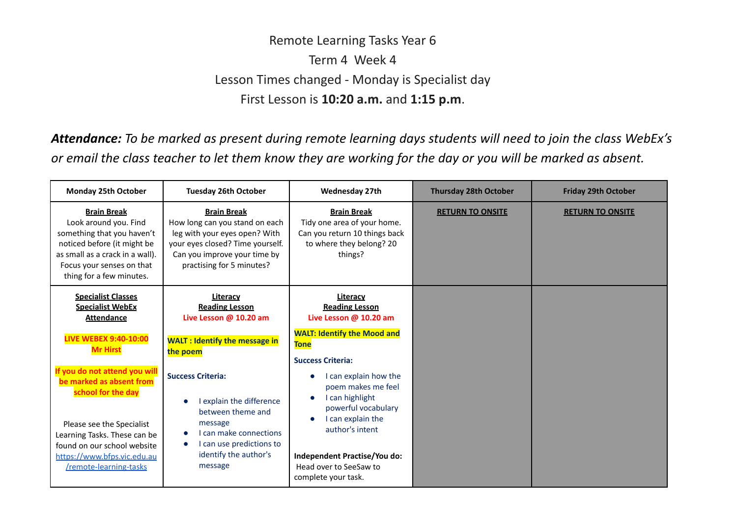# Remote Learning Tasks Year 6

Term 4 Week 4

Lesson Times changed - Monday is Specialist day

First Lesson is **10:20 a.m.** and **1:15 p.m**.

***Attendance:*** *To be marked as present during remote learning days students will need to join the class WebEx's or email the class teacher to let them know they are working for the day or you will be marked as absent.*

| Monday 25th October | Tuesday 26th October | Wednesday 27th | Thursday 28th October | Friday 29th October |
|---|---|---|---|---|
| **Brain Break**<br>Look around you. Find something that you haven't noticed before (it might be as small as a crack in a wall). Focus your senses on that thing for a few minutes. | **Brain Break**<br>How long can you stand on each leg with your eyes open? With your eyes closed? Time yourself. Can you improve your time by practising for 5 minutes? | **Brain Break**<br>Tidy one area of your home. Can you return 10 things back to where they belong? 20 things? | **RETURN TO ONSITE** | **RETURN TO ONSITE** |
| **Specialist Classes**<br>**Specialist WebEx**<br>**Attendance**<br><br>**LIVE WEBEX 9:40-10:00**<br>**Mr Hirst**<br><br>**If you do not attend you will be marked as absent from school for the day**<br><br>Please see the Specialist Learning Tasks. These can be found on our school website https://www.bfps.vic.edu.au/remote-learning-tasks | **Literacy**<br>**Reading Lesson**<br>**Live Lesson @ 10.20 am**<br><br>**WALT : Identify the message in the poem**<br><br>**Success Criteria:**<br>• I explain the difference between theme and message<br>• I can make connections<br>• I can use predictions to identify the author's message | **Literacy**<br>**Reading Lesson**<br>**Live Lesson @ 10.20 am**<br><br>**WALT: Identify the Mood and Tone**<br><br>**Success Criteria:**<br>• I can explain how the poem makes me feel<br>• I can highlight powerful vocabulary<br>• I can explain the author's intent<br><br>**Independent Practise/You do:**<br>Head over to SeeSaw to complete your task. | | |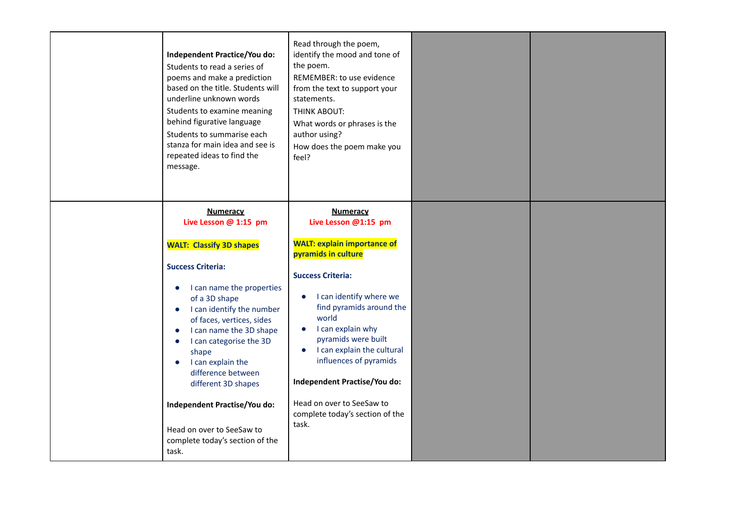| | | | | |
|---|---|---|---|---|
| | **Independent Practice/You do:**<br>Students to read a series of poems and make a prediction based on the title. Students will underline unknown words<br>Students to examine meaning behind figurative language<br>Students to summarise each stanza for main idea and see is repeated ideas to find the message. | Read through the poem, identify the mood and tone of the poem.<br>REMEMBER: to use evidence from the text to support your statements.<br>THINK ABOUT:<br>What words or phrases is the author using?<br>How does the poem make you feel? | | |
| | **Numeracy**<br>Live Lesson @ 1:15 pm<br><br>**WALT: Classify 3D shapes**<br><br>**Success Criteria:**<br>• I can name the properties of a 3D shape<br>• I can identify the number of faces, vertices, sides<br>• I can name the 3D shape<br>• I can categorise the 3D shape<br>• I can explain the difference between different 3D shapes<br><br>**Independent Practise/You do:**<br><br>Head on over to SeeSaw to complete today's section of the task. | **Numeracy**<br>Live Lesson @1:15 pm<br><br>**WALT: explain importance of pyramids in culture**<br><br>**Success Criteria:**<br>• I can identify where we find pyramids around the world<br>• I can explain why pyramids were built<br>• I can explain the cultural influences of pyramids<br><br>**Independent Practise/You do:**<br><br>Head on over to SeeSaw to complete today's section of the task. | | |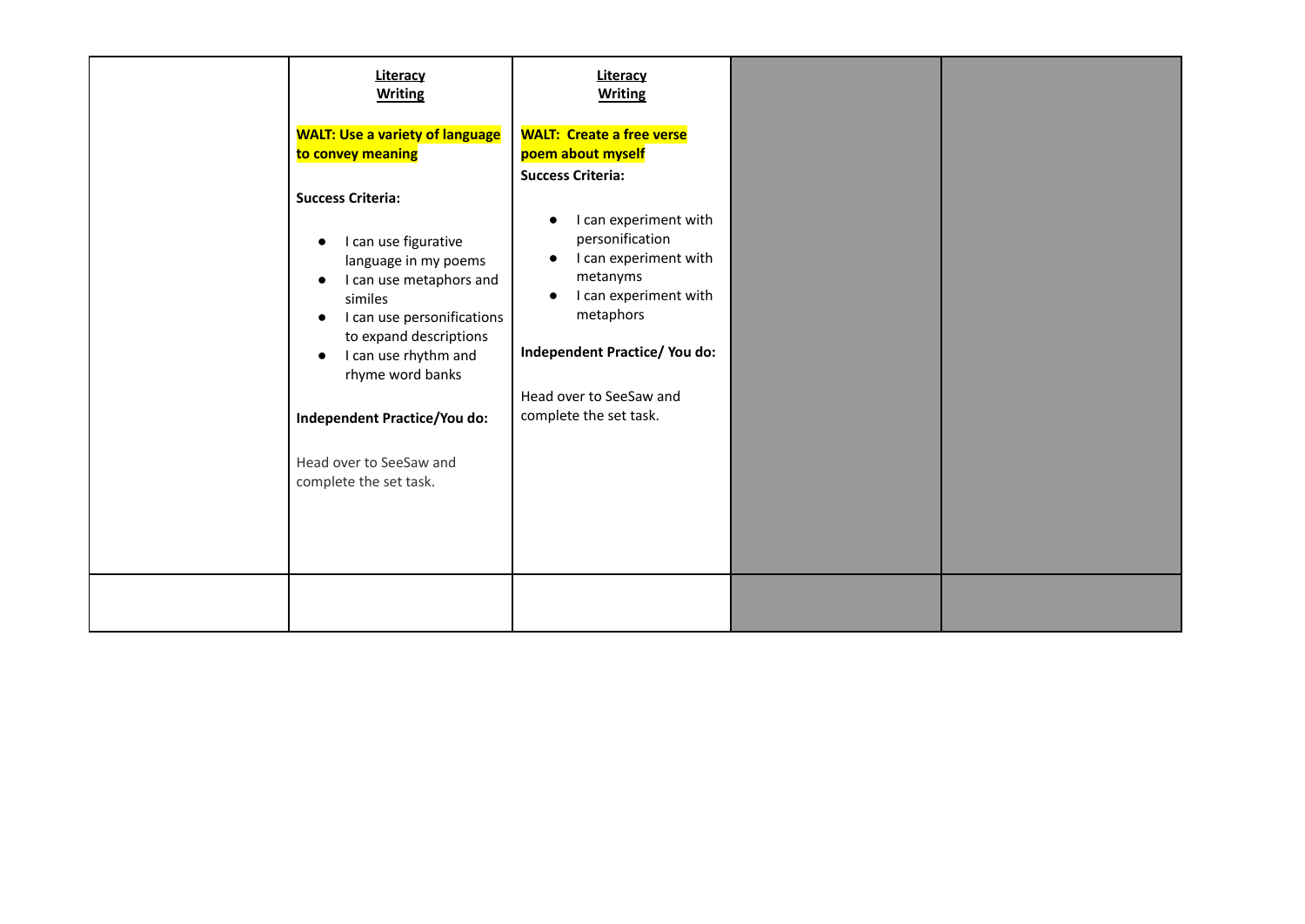| | | | | |
|---|---|---|---|---|
| | **Literacy** **Writing**<br><br>**WALT: Use a variety of language to convey meaning**<br><br>**Success Criteria:**<br><br>• I can use figurative language in my poems<br>• I can use metaphors and similes<br>• I can use personifications to expand descriptions<br>• I can use rhythm and rhyme word banks<br><br>**Independent Practice/You do:**<br><br>Head over to SeeSaw and complete the set task. | **Literacy** **Writing**<br><br>**WALT: Create a free verse poem about myself**<br>**Success Criteria:**<br><br>• I can experiment with personification<br>• I can experiment with metanyms<br>• I can experiment with metaphors<br><br>**Independent Practice/ You do:**<br><br>Head over to SeeSaw and complete the set task. | | |
| | | | | |